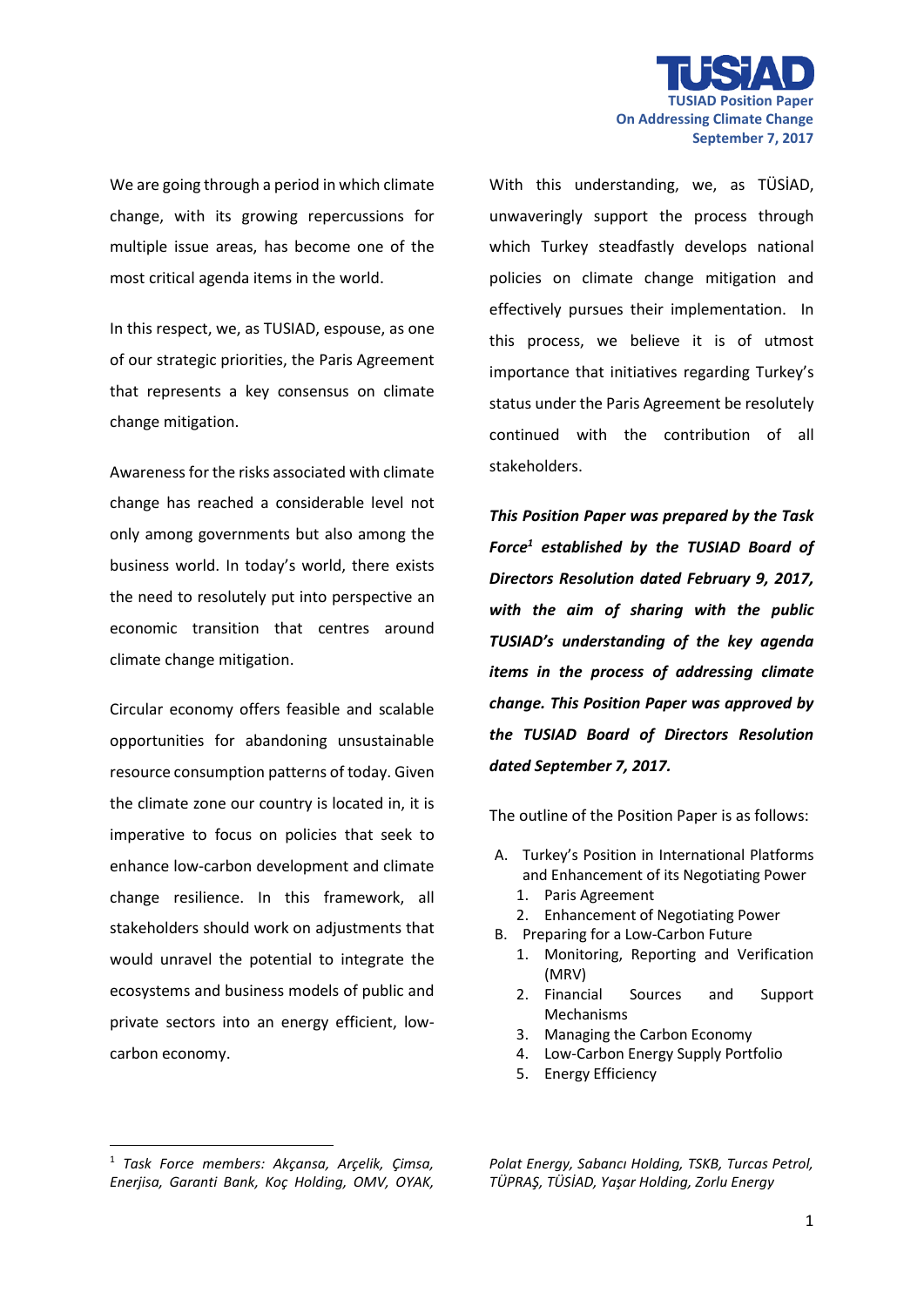# TUSIAD Position Paper On Addressing Climate Change

**September 7, 2017**

We are going through a period in which climate change, with its growing repercussions for multiple issue areas, has become one of the most critical agenda items in the world.

In this respect, we, as TUSIAD, espouse, as one of our strategic priorities, the Paris Agreement that represents a key consensus on climate change mitigation.

Awareness for the risks associated with climate change has reached a considerable level not only among governments but also among the business world. In today's world, there exists the need to resolutely put into perspective an economic transition that centres around climate change mitigation.

Circular economy offers feasible and scalable opportunities for abandoning unsustainable resource consumption patterns of today. Given the climate zone our country is located in, it is imperative to focus on policies that seek to enhance low-carbon development and climate change resilience. In this framework, all stakeholders should work on adjustments that would unravel the potential to integrate the ecosystems and business models of public and private sectors into an energy efficient, low-carbon economy.

With this understanding, we, as TÜSİAD, unwaveringly support the process through which Turkey steadfastly develops national policies on climate change mitigation and effectively pursues their implementation. In this process, we believe it is of utmost importance that initiatives regarding Turkey's status under the Paris Agreement be resolutely continued with the contribution of all stakeholders.

***This Position Paper was prepared by the Task Force[1] established by the TUSIAD Board of Directors Resolution dated February 9, 2017, with the aim of sharing with the public TUSIAD's understanding of the key agenda items in the process of addressing climate change. This Position Paper was approved by the TUSIAD Board of Directors Resolution dated September 7, 2017.***

The outline of the Position Paper is as follows:

A. Turkey's Position in International Platforms and Enhancement of its Negotiating Power
   1. Paris Agreement
   2. Enhancement of Negotiating Power
B. Preparing for a Low-Carbon Future
   1. Monitoring, Reporting and Verification (MRV)
   2. Financial Sources and Support Mechanisms
   3. Managing the Carbon Economy
   4. Low-Carbon Energy Supply Portfolio
   5. Energy Efficiency

[1] *Task Force members: Akçansa, Arçelik, Çimsa, Enerjisa, Garanti Bank, Koç Holding, OMV, OYAK, Polat Energy, Sabancı Holding, TSKB, Turcas Petrol, TÜPRAŞ, TÜSİAD, Yaşar Holding, Zorlu Energy*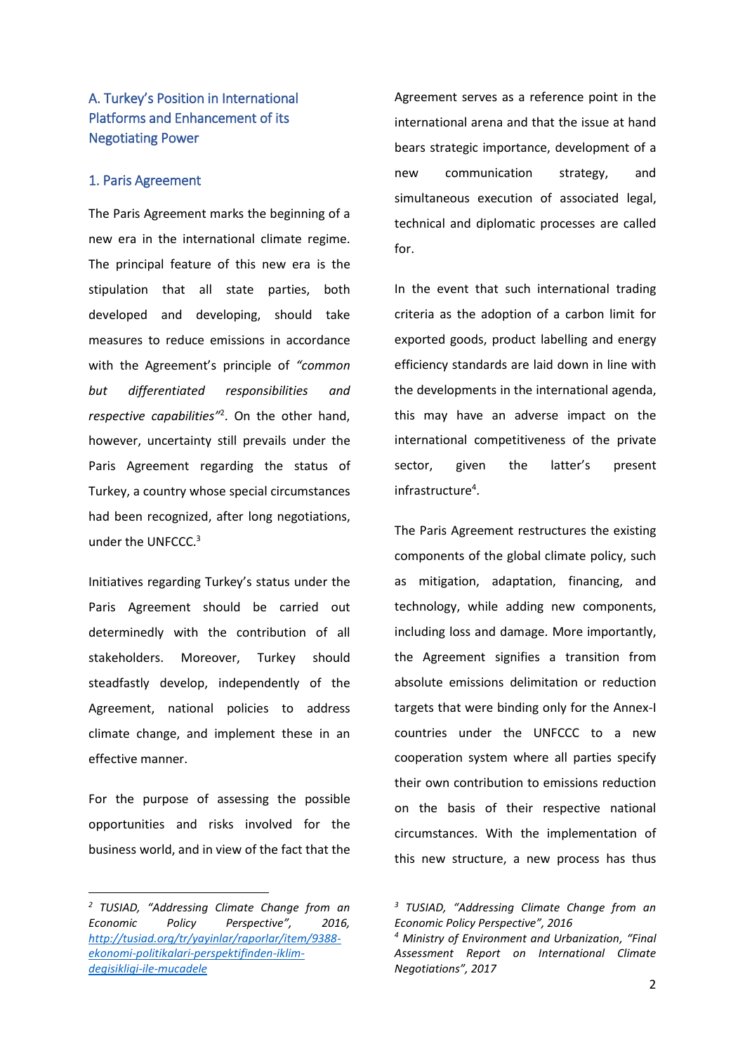## A. Turkey's Position in International Platforms and Enhancement of its Negotiating Power

### 1. Paris Agreement

The Paris Agreement marks the beginning of a new era in the international climate regime. The principal feature of this new era is the stipulation that all state parties, both developed and developing, should take measures to reduce emissions in accordance with the Agreement's principle of *"common but differentiated responsibilities and respective capabilities"*[2]. On the other hand, however, uncertainty still prevails under the Paris Agreement regarding the status of Turkey, a country whose special circumstances had been recognized, after long negotiations, under the UNFCCC.[3]

Initiatives regarding Turkey's status under the Paris Agreement should be carried out determinedly with the contribution of all stakeholders. Moreover, Turkey should steadfastly develop, independently of the Agreement, national policies to address climate change, and implement these in an effective manner.

For the purpose of assessing the possible opportunities and risks involved for the business world, and in view of the fact that the Agreement serves as a reference point in the international arena and that the issue at hand bears strategic importance, development of a new communication strategy, and simultaneous execution of associated legal, technical and diplomatic processes are called for.

In the event that such international trading criteria as the adoption of a carbon limit for exported goods, product labelling and energy efficiency standards are laid down in line with the developments in the international agenda, this may have an adverse impact on the international competitiveness of the private sector, given the latter's present infrastructure[4].

The Paris Agreement restructures the existing components of the global climate policy, such as mitigation, adaptation, financing, and technology, while adding new components, including loss and damage. More importantly, the Agreement signifies a transition from absolute emissions delimitation or reduction targets that were binding only for the Annex-I countries under the UNFCCC to a new cooperation system where all parties specify their own contribution to emissions reduction on the basis of their respective national circumstances. With the implementation of this new structure, a new process has thus

---

[2] *TUSIAD, "Addressing Climate Change from an Economic Policy Perspective", 2016,* *http://tusiad.org/tr/yayinlar/raporlar/item/9388-ekonomi-politikalari-perspektifinden-iklim-degisikligi-ile-mucadele*

[3] *TUSIAD, "Addressing Climate Change from an Economic Policy Perspective", 2016*

[4] *Ministry of Environment and Urbanization, "Final Assessment Report on International Climate Negotiations", 2017*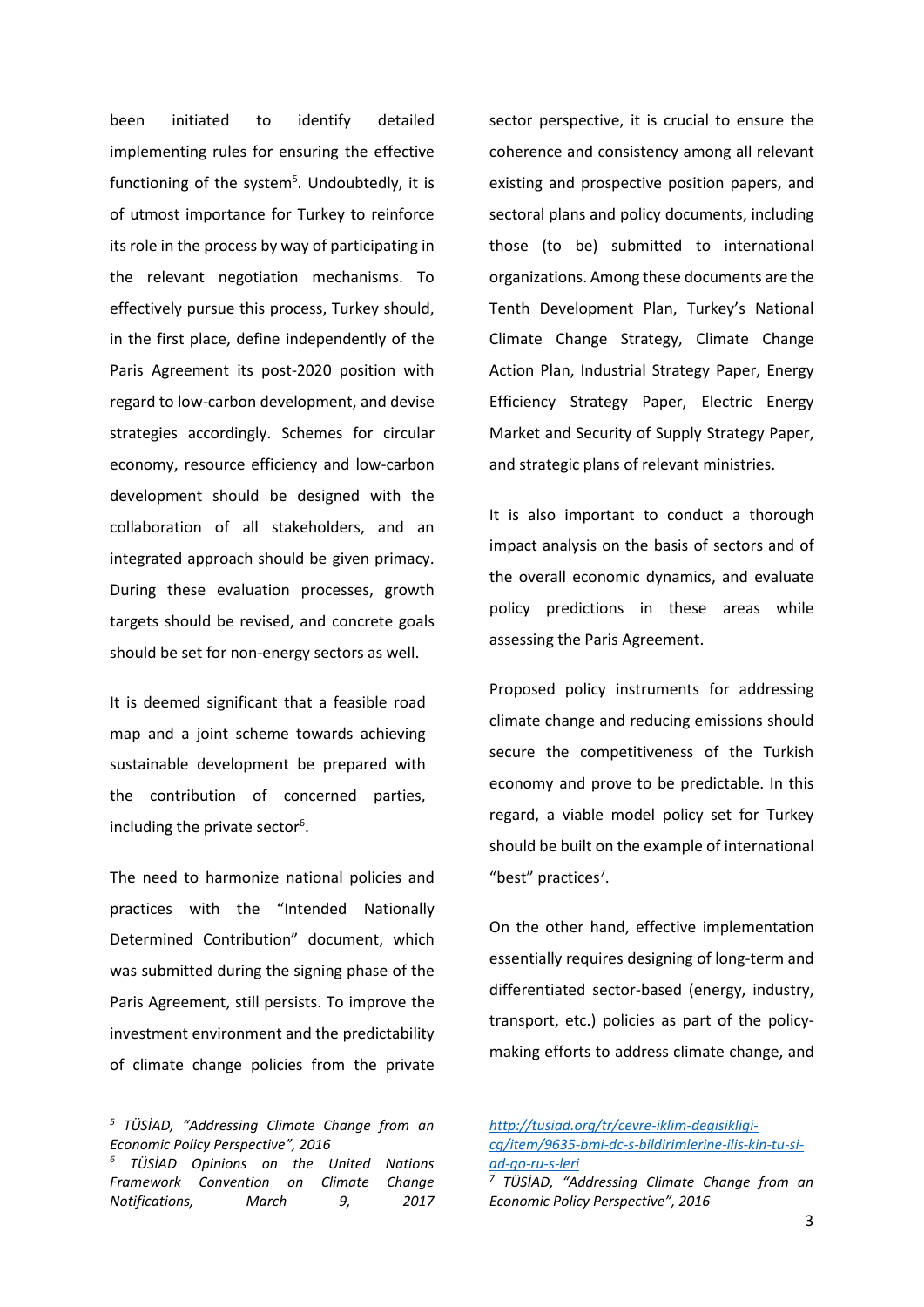been initiated to identify detailed implementing rules for ensuring the effective functioning of the system[5]. Undoubtedly, it is of utmost importance for Turkey to reinforce its role in the process by way of participating in the relevant negotiation mechanisms. To effectively pursue this process, Turkey should, in the first place, define independently of the Paris Agreement its post-2020 position with regard to low-carbon development, and devise strategies accordingly. Schemes for circular economy, resource efficiency and low-carbon development should be designed with the collaboration of all stakeholders, and an integrated approach should be given primacy. During these evaluation processes, growth targets should be revised, and concrete goals should be set for non-energy sectors as well.

It is deemed significant that a feasible road map and a joint scheme towards achieving sustainable development be prepared with the contribution of concerned parties, including the private sector[6].

The need to harmonize national policies and practices with the "Intended Nationally Determined Contribution" document, which was submitted during the signing phase of the Paris Agreement, still persists. To improve the investment environment and the predictability of climate change policies from the private sector perspective, it is crucial to ensure the coherence and consistency among all relevant existing and prospective position papers, and sectoral plans and policy documents, including those (to be) submitted to international organizations. Among these documents are the Tenth Development Plan, Turkey's National Climate Change Strategy, Climate Change Action Plan, Industrial Strategy Paper, Energy Efficiency Strategy Paper, Electric Energy Market and Security of Supply Strategy Paper, and strategic plans of relevant ministries.

It is also important to conduct a thorough impact analysis on the basis of sectors and of the overall economic dynamics, and evaluate policy predictions in these areas while assessing the Paris Agreement.

Proposed policy instruments for addressing climate change and reducing emissions should secure the competitiveness of the Turkish economy and prove to be predictable. In this regard, a viable model policy set for Turkey should be built on the example of international "best" practices[7].

On the other hand, effective implementation essentially requires designing of long-term and differentiated sector-based (energy, industry, transport, etc.) policies as part of the policy-making efforts to address climate change, and

---

[5] *TÜSİAD, "Addressing Climate Change from an Economic Policy Perspective", 2016*

[6] *TÜSİAD Opinions on the United Nations Framework Convention on Climate Change Notifications, March 9, 2017* *http://tusiad.org/tr/cevre-iklim-degisikligi-cg/item/9635-bmi-dc-s-bildirimlerine-ilis-kin-tu-si-ad-go-ru-s-leri*

[7] *TÜSİAD, "Addressing Climate Change from an Economic Policy Perspective", 2016*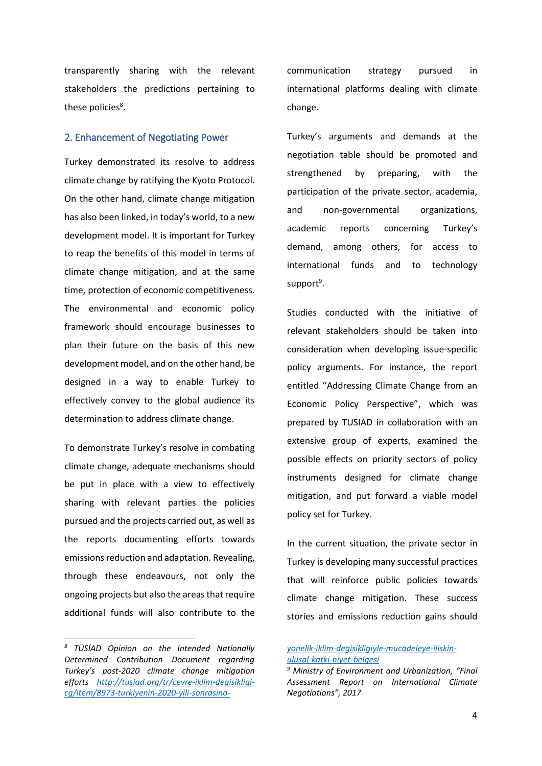transparently sharing with the relevant stakeholders the predictions pertaining to these policies[8].

## 2. Enhancement of Negotiating Power

Turkey demonstrated its resolve to address climate change by ratifying the Kyoto Protocol. On the other hand, climate change mitigation has also been linked, in today's world, to a new development model. It is important for Turkey to reap the benefits of this model in terms of climate change mitigation, and at the same time, protection of economic competitiveness. The environmental and economic policy framework should encourage businesses to plan their future on the basis of this new development model, and on the other hand, be designed in a way to enable Turkey to effectively convey to the global audience its determination to address climate change.

To demonstrate Turkey's resolve in combating climate change, adequate mechanisms should be put in place with a view to effectively sharing with relevant parties the policies pursued and the projects carried out, as well as the reports documenting efforts towards emissions reduction and adaptation. Revealing, through these endeavours, not only the ongoing projects but also the areas that require additional funds will also contribute to the communication strategy pursued in international platforms dealing with climate change.

Turkey's arguments and demands at the negotiation table should be promoted and strengthened by preparing, with the participation of the private sector, academia, and non-governmental organizations, academic reports concerning Turkey's demand, among others, for access to international funds and to technology support[9].

Studies conducted with the initiative of relevant stakeholders should be taken into consideration when developing issue-specific policy arguments. For instance, the report entitled "Addressing Climate Change from an Economic Policy Perspective", which was prepared by TUSIAD in collaboration with an extensive group of experts, examined the possible effects on priority sectors of policy instruments designed for climate change mitigation, and put forward a viable model policy set for Turkey.

In the current situation, the private sector in Turkey is developing many successful practices that will reinforce public policies towards climate change mitigation. These success stories and emissions reduction gains should

---

[8] *TÜSİAD Opinion on the Intended Nationally Determined Contribution Document regarding Turkey's post-2020 climate change mitigation efforts* http://tusiad.org/tr/cevre-iklim-degisikligi-cg/item/8973-turkiyenin-2020-yili-sonrasina-yonelik-iklim-degisikligiyle-mucadeleye-iliskin-ulusal-katki-niyet-belgesi

[9] *Ministry of Environment and Urbanization, "Final Assessment Report on International Climate Negotiations", 2017*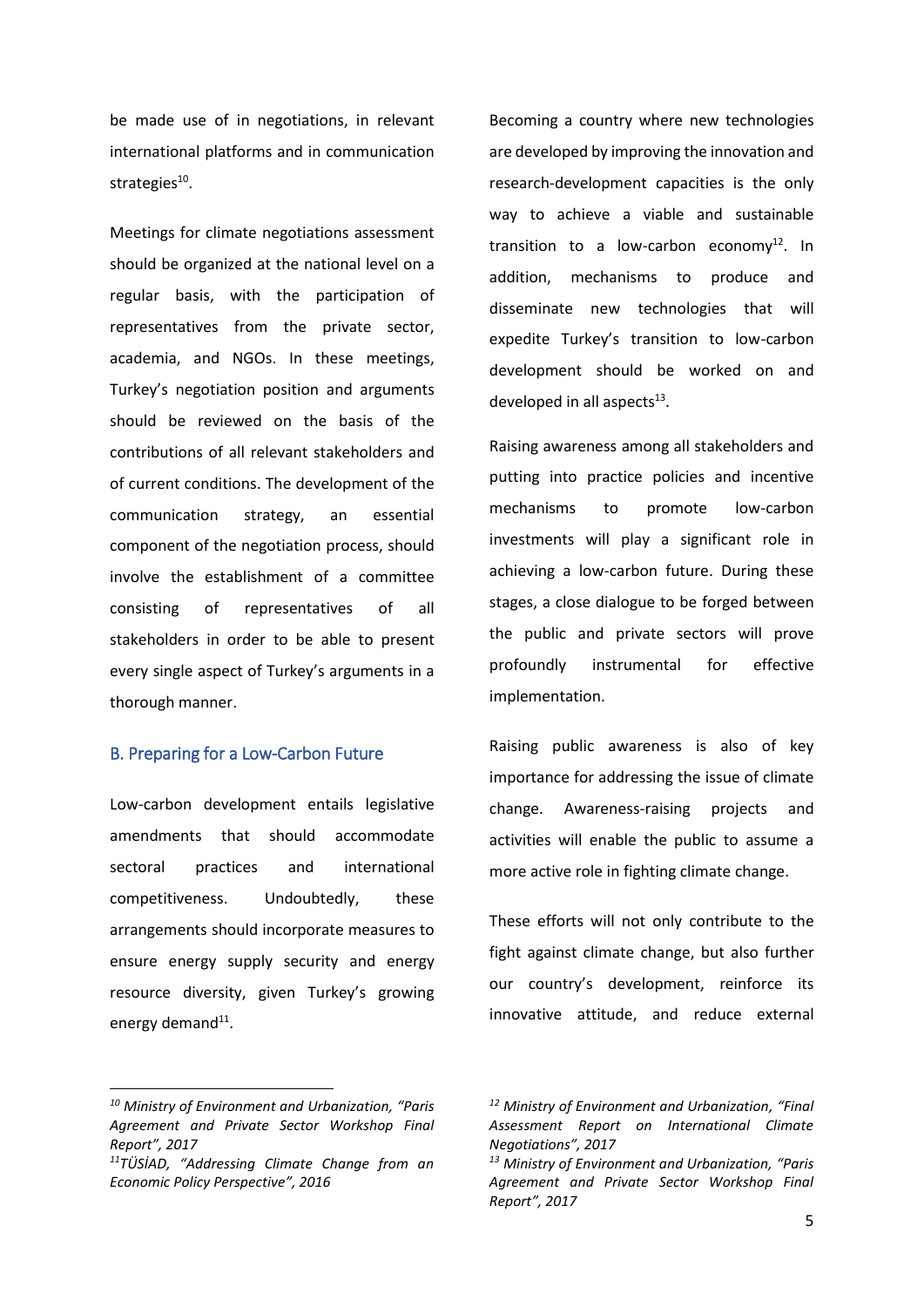be made use of in negotiations, in relevant international platforms and in communication strategies[10].

Meetings for climate negotiations assessment should be organized at the national level on a regular basis, with the participation of representatives from the private sector, academia, and NGOs. In these meetings, Turkey's negotiation position and arguments should be reviewed on the basis of the contributions of all relevant stakeholders and of current conditions. The development of the communication strategy, an essential component of the negotiation process, should involve the establishment of a committee consisting of representatives of all stakeholders in order to be able to present every single aspect of Turkey's arguments in a thorough manner.

## B. Preparing for a Low-Carbon Future

Low-carbon development entails legislative amendments that should accommodate sectoral practices and international competitiveness. Undoubtedly, these arrangements should incorporate measures to ensure energy supply security and energy resource diversity, given Turkey's growing energy demand[11].

Becoming a country where new technologies are developed by improving the innovation and research-development capacities is the only way to achieve a viable and sustainable transition to a low-carbon economy[12]. In addition, mechanisms to produce and disseminate new technologies that will expedite Turkey's transition to low-carbon development should be worked on and developed in all aspects[13].

Raising awareness among all stakeholders and putting into practice policies and incentive mechanisms to promote low-carbon investments will play a significant role in achieving a low-carbon future. During these stages, a close dialogue to be forged between the public and private sectors will prove profoundly instrumental for effective implementation.

Raising public awareness is also of key importance for addressing the issue of climate change. Awareness-raising projects and activities will enable the public to assume a more active role in fighting climate change.

These efforts will not only contribute to the fight against climate change, but also further our country's development, reinforce its innovative attitude, and reduce external

---

[10] *Ministry of Environment and Urbanization, "Paris Agreement and Private Sector Workshop Final Report", 2017*

[11] *TÜSİAD, "Addressing Climate Change from an Economic Policy Perspective", 2016*

[12] *Ministry of Environment and Urbanization, "Final Assessment Report on International Climate Negotiations", 2017*

[13] *Ministry of Environment and Urbanization, "Paris Agreement and Private Sector Workshop Final Report", 2017*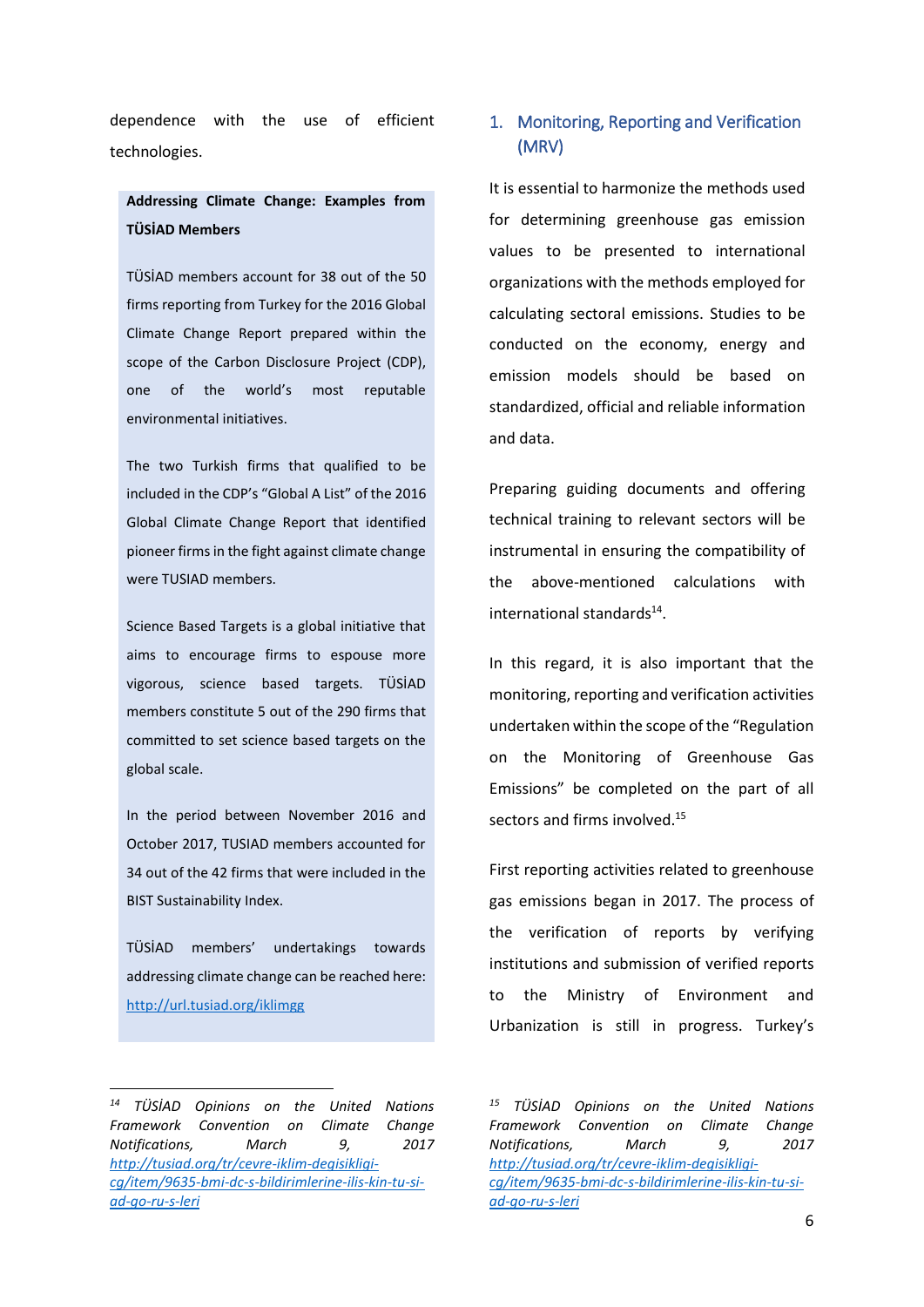dependence with the use of efficient technologies.

> **Addressing Climate Change: Examples from TÜSİAD Members**
>
> TÜSİAD members account for 38 out of the 50 firms reporting from Turkey for the 2016 Global Climate Change Report prepared within the scope of the Carbon Disclosure Project (CDP), one of the world's most reputable environmental initiatives.
>
> The two Turkish firms that qualified to be included in the CDP's "Global A List" of the 2016 Global Climate Change Report that identified pioneer firms in the fight against climate change were TUSIAD members.
>
> Science Based Targets is a global initiative that aims to encourage firms to espouse more vigorous, science based targets. TÜSİAD members constitute 5 out of the 290 firms that committed to set science based targets on the global scale.
>
> In the period between November 2016 and October 2017, TUSIAD members accounted for 34 out of the 42 firms that were included in the BIST Sustainability Index.
>
> TÜSİAD members' undertakings towards addressing climate change can be reached here: http://url.tusiad.org/iklimgg

## 1. Monitoring, Reporting and Verification (MRV)

It is essential to harmonize the methods used for determining greenhouse gas emission values to be presented to international organizations with the methods employed for calculating sectoral emissions. Studies to be conducted on the economy, energy and emission models should be based on standardized, official and reliable information and data.

Preparing guiding documents and offering technical training to relevant sectors will be instrumental in ensuring the compatibility of the above-mentioned calculations with international standards[14].

In this regard, it is also important that the monitoring, reporting and verification activities undertaken within the scope of the "Regulation on the Monitoring of Greenhouse Gas Emissions" be completed on the part of all sectors and firms involved.[15]

First reporting activities related to greenhouse gas emissions began in 2017. The process of the verification of reports by verifying institutions and submission of verified reports to the Ministry of Environment and Urbanization is still in progress. Turkey's

---

[14] *TÜSİAD Opinions on the United Nations Framework Convention on Climate Change Notifications, March 9, 2017* http://tusiad.org/tr/cevre-iklim-degisikligi-cg/item/9635-bmi-dc-s-bildirimlerine-ilis-kin-tu-si-ad-go-ru-s-leri

[15] *TÜSİAD Opinions on the United Nations Framework Convention on Climate Change Notifications, March 9, 2017* http://tusiad.org/tr/cevre-iklim-degisikligi-cg/item/9635-bmi-dc-s-bildirimlerine-ilis-kin-tu-si-ad-go-ru-s-leri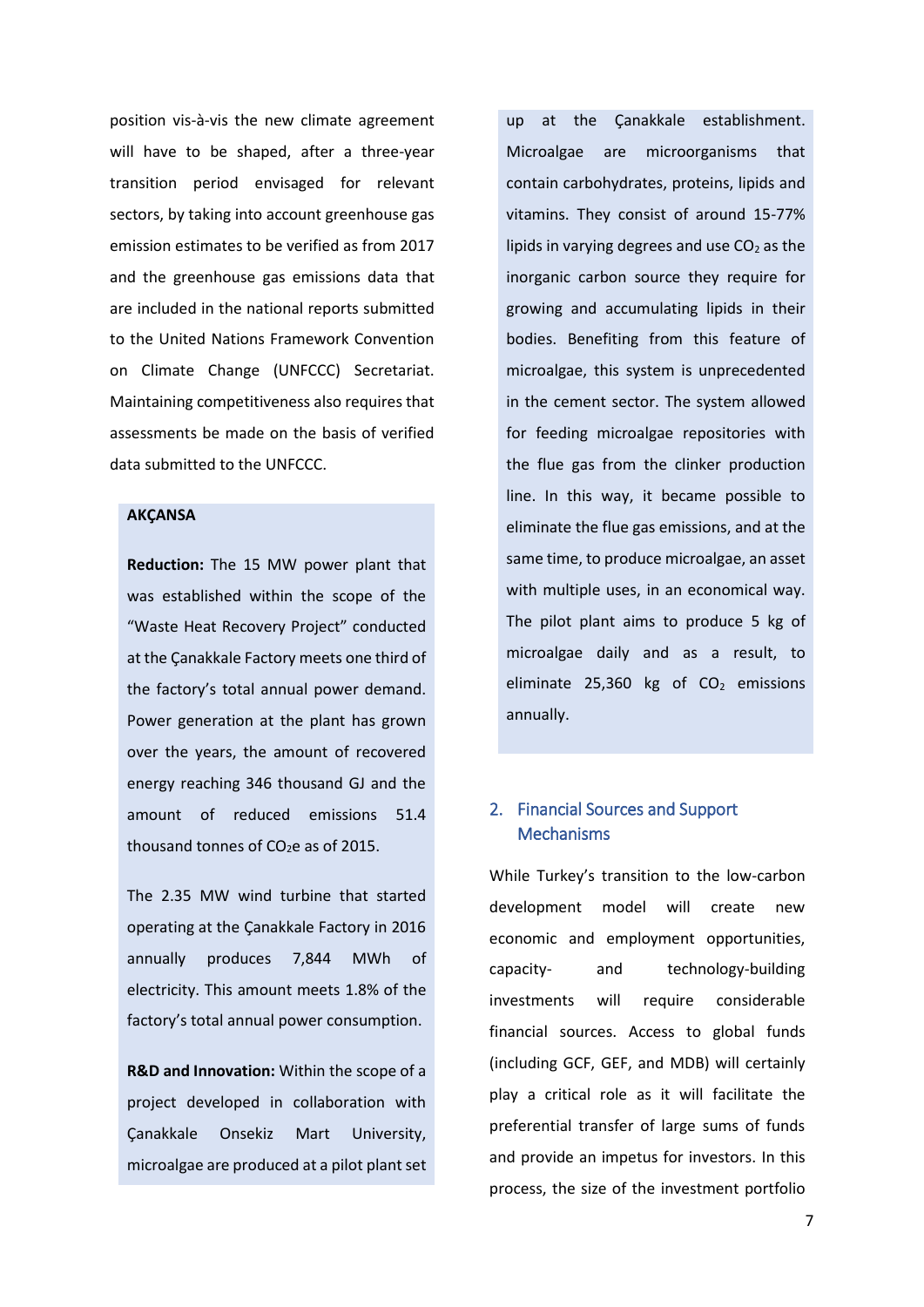position vis-à-vis the new climate agreement will have to be shaped, after a three-year transition period envisaged for relevant sectors, by taking into account greenhouse gas emission estimates to be verified as from 2017 and the greenhouse gas emissions data that are included in the national reports submitted to the United Nations Framework Convention on Climate Change (UNFCCC) Secretariat. Maintaining competitiveness also requires that assessments be made on the basis of verified data submitted to the UNFCCC.

**AKÇANSA**

**Reduction:** The 15 MW power plant that was established within the scope of the "Waste Heat Recovery Project" conducted at the Çanakkale Factory meets one third of the factory's total annual power demand. Power generation at the plant has grown over the years, the amount of recovered energy reaching 346 thousand GJ and the amount of reduced emissions 51.4 thousand tonnes of $CO_2e$ as of 2015.

The 2.35 MW wind turbine that started operating at the Çanakkale Factory in 2016 annually produces 7,844 MWh of electricity. This amount meets 1.8% of the factory's total annual power consumption.

**R&D and Innovation:** Within the scope of a project developed in collaboration with Çanakkale Onsekiz Mart University, microalgae are produced at a pilot plant set up at the Çanakkale establishment. Microalgae are microorganisms that contain carbohydrates, proteins, lipids and vitamins. They consist of around 15-77% lipids in varying degrees and use $CO_2$ as the inorganic carbon source they require for growing and accumulating lipids in their bodies. Benefiting from this feature of microalgae, this system is unprecedented in the cement sector. The system allowed for feeding microalgae repositories with the flue gas from the clinker production line. In this way, it became possible to eliminate the flue gas emissions, and at the same time, to produce microalgae, an asset with multiple uses, in an economical way. The pilot plant aims to produce 5 kg of microalgae daily and as a result, to eliminate 25,360 kg of $CO_2$ emissions annually.

## 2. Financial Sources and Support Mechanisms

While Turkey's transition to the low-carbon development model will create new economic and employment opportunities, capacity- and technology-building investments will require considerable financial sources. Access to global funds (including GCF, GEF, and MDB) will certainly play a critical role as it will facilitate the preferential transfer of large sums of funds and provide an impetus for investors. In this process, the size of the investment portfolio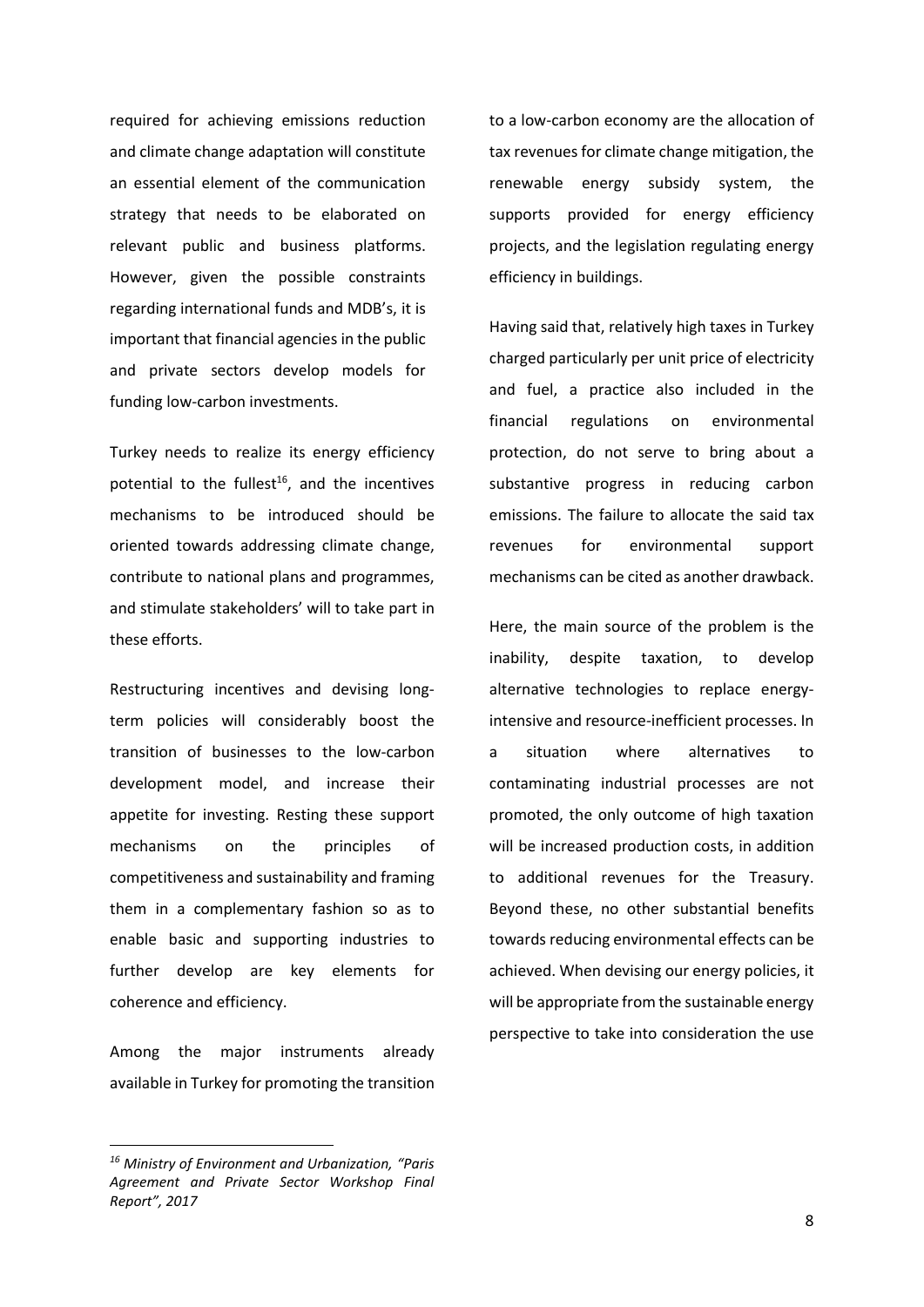required for achieving emissions reduction and climate change adaptation will constitute an essential element of the communication strategy that needs to be elaborated on relevant public and business platforms. However, given the possible constraints regarding international funds and MDB's, it is important that financial agencies in the public and private sectors develop models for funding low-carbon investments.

Turkey needs to realize its energy efficiency potential to the fullest[16], and the incentives mechanisms to be introduced should be oriented towards addressing climate change, contribute to national plans and programmes, and stimulate stakeholders' will to take part in these efforts.

Restructuring incentives and devising long-term policies will considerably boost the transition of businesses to the low-carbon development model, and increase their appetite for investing. Resting these support mechanisms on the principles of competitiveness and sustainability and framing them in a complementary fashion so as to enable basic and supporting industries to further develop are key elements for coherence and efficiency.

Among the major instruments already available in Turkey for promoting the transition to a low-carbon economy are the allocation of tax revenues for climate change mitigation, the renewable energy subsidy system, the supports provided for energy efficiency projects, and the legislation regulating energy efficiency in buildings.

Having said that, relatively high taxes in Turkey charged particularly per unit price of electricity and fuel, a practice also included in the financial regulations on environmental protection, do not serve to bring about a substantive progress in reducing carbon emissions. The failure to allocate the said tax revenues for environmental support mechanisms can be cited as another drawback.

Here, the main source of the problem is the inability, despite taxation, to develop alternative technologies to replace energy-intensive and resource-inefficient processes. In a situation where alternatives to contaminating industrial processes are not promoted, the only outcome of high taxation will be increased production costs, in addition to additional revenues for the Treasury. Beyond these, no other substantial benefits towards reducing environmental effects can be achieved. When devising our energy policies, it will be appropriate from the sustainable energy perspective to take into consideration the use

---

*[16] Ministry of Environment and Urbanization, "Paris Agreement and Private Sector Workshop Final Report", 2017*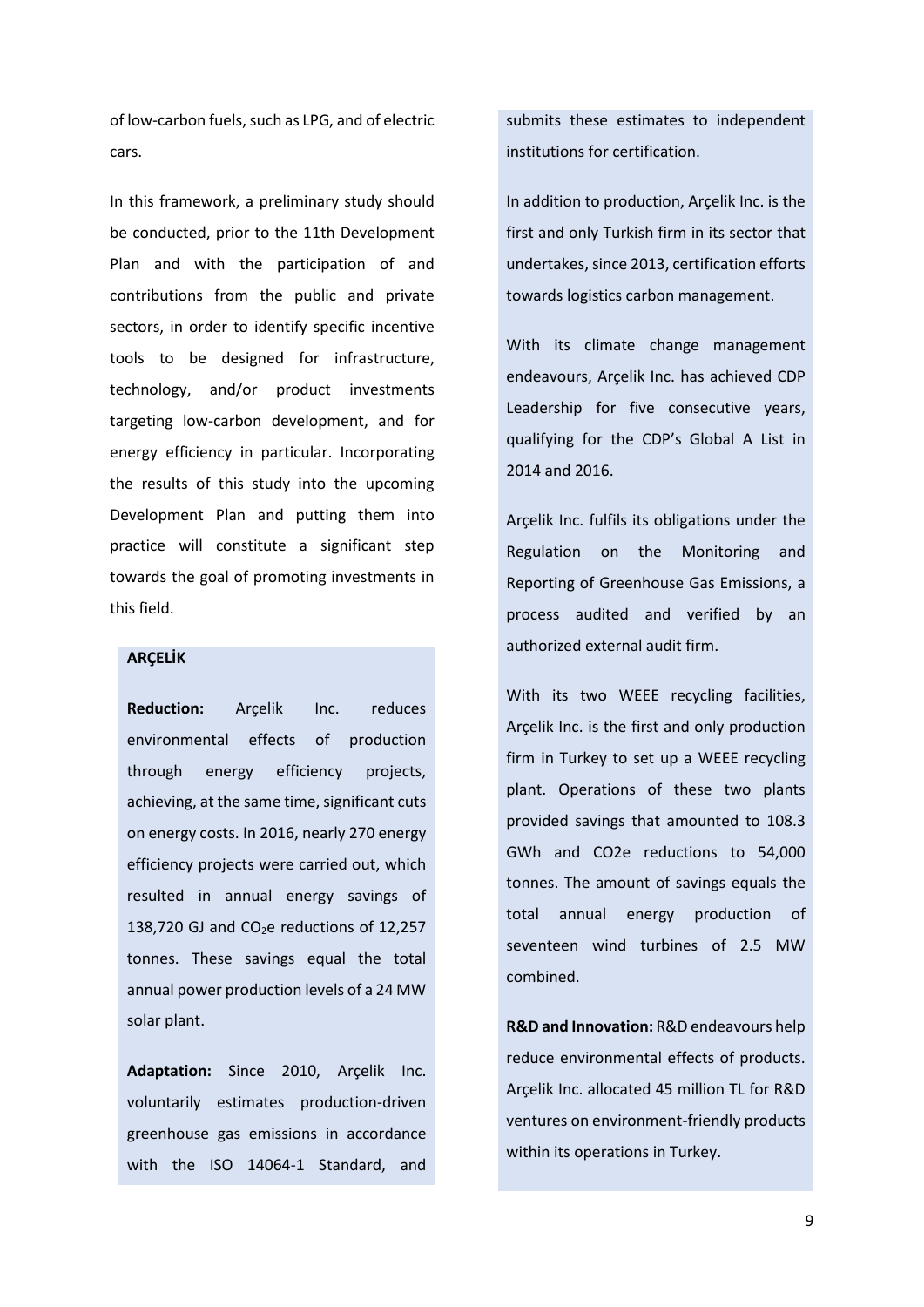of low-carbon fuels, such as LPG, and of electric cars.

In this framework, a preliminary study should be conducted, prior to the 11th Development Plan and with the participation of and contributions from the public and private sectors, in order to identify specific incentive tools to be designed for infrastructure, technology, and/or product investments targeting low-carbon development, and for energy efficiency in particular. Incorporating the results of this study into the upcoming Development Plan and putting them into practice will constitute a significant step towards the goal of promoting investments in this field.

**ARÇELİK**

**Reduction:** Arçelik Inc. reduces environmental effects of production through energy efficiency projects, achieving, at the same time, significant cuts on energy costs. In 2016, nearly 270 energy efficiency projects were carried out, which resulted in annual energy savings of 138,720 GJ and $CO_2$e reductions of 12,257 tonnes. These savings equal the total annual power production levels of a 24 MW solar plant.

**Adaptation:** Since 2010, Arçelik Inc. voluntarily estimates production-driven greenhouse gas emissions in accordance with the ISO 14064-1 Standard, and submits these estimates to independent institutions for certification.

In addition to production, Arçelik Inc. is the first and only Turkish firm in its sector that undertakes, since 2013, certification efforts towards logistics carbon management.

With its climate change management endeavours, Arçelik Inc. has achieved CDP Leadership for five consecutive years, qualifying for the CDP's Global A List in 2014 and 2016.

Arçelik Inc. fulfils its obligations under the Regulation on the Monitoring and Reporting of Greenhouse Gas Emissions, a process audited and verified by an authorized external audit firm.

With its two WEEE recycling facilities, Arçelik Inc. is the first and only production firm in Turkey to set up a WEEE recycling plant. Operations of these two plants provided savings that amounted to 108.3 GWh and CO2e reductions to 54,000 tonnes. The amount of savings equals the total annual energy production of seventeen wind turbines of 2.5 MW combined.

**R&D and Innovation:** R&D endeavours help reduce environmental effects of products. Arçelik Inc. allocated 45 million TL for R&D ventures on environment-friendly products within its operations in Turkey.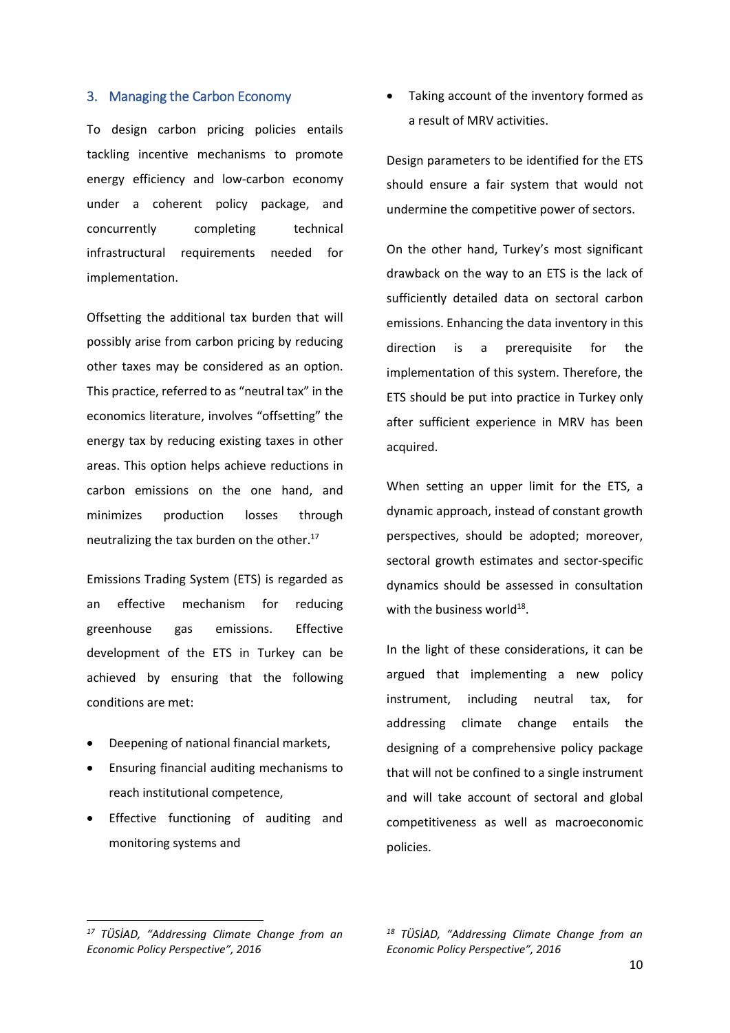## 3. Managing the Carbon Economy

To design carbon pricing policies entails tackling incentive mechanisms to promote energy efficiency and low-carbon economy under a coherent policy package, and concurrently completing technical infrastructural requirements needed for implementation.

Offsetting the additional tax burden that will possibly arise from carbon pricing by reducing other taxes may be considered as an option. This practice, referred to as "neutral tax" in the economics literature, involves "offsetting" the energy tax by reducing existing taxes in other areas. This option helps achieve reductions in carbon emissions on the one hand, and minimizes production losses through neutralizing the tax burden on the other.[17]

Emissions Trading System (ETS) is regarded as an effective mechanism for reducing greenhouse gas emissions. Effective development of the ETS in Turkey can be achieved by ensuring that the following conditions are met:

- Deepening of national financial markets,
- Ensuring financial auditing mechanisms to reach institutional competence,
- Effective functioning of auditing and monitoring systems and
- Taking account of the inventory formed as a result of MRV activities.

Design parameters to be identified for the ETS should ensure a fair system that would not undermine the competitive power of sectors.

On the other hand, Turkey's most significant drawback on the way to an ETS is the lack of sufficiently detailed data on sectoral carbon emissions. Enhancing the data inventory in this direction is a prerequisite for the implementation of this system. Therefore, the ETS should be put into practice in Turkey only after sufficient experience in MRV has been acquired.

When setting an upper limit for the ETS, a dynamic approach, instead of constant growth perspectives, should be adopted; moreover, sectoral growth estimates and sector-specific dynamics should be assessed in consultation with the business world[18].

In the light of these considerations, it can be argued that implementing a new policy instrument, including neutral tax, for addressing climate change entails the designing of a comprehensive policy package that will not be confined to a single instrument and will take account of sectoral and global competitiveness as well as macroeconomic policies.

---

[17] *TÜSİAD, "Addressing Climate Change from an Economic Policy Perspective", 2016*

[18] *TÜSİAD, "Addressing Climate Change from an Economic Policy Perspective", 2016*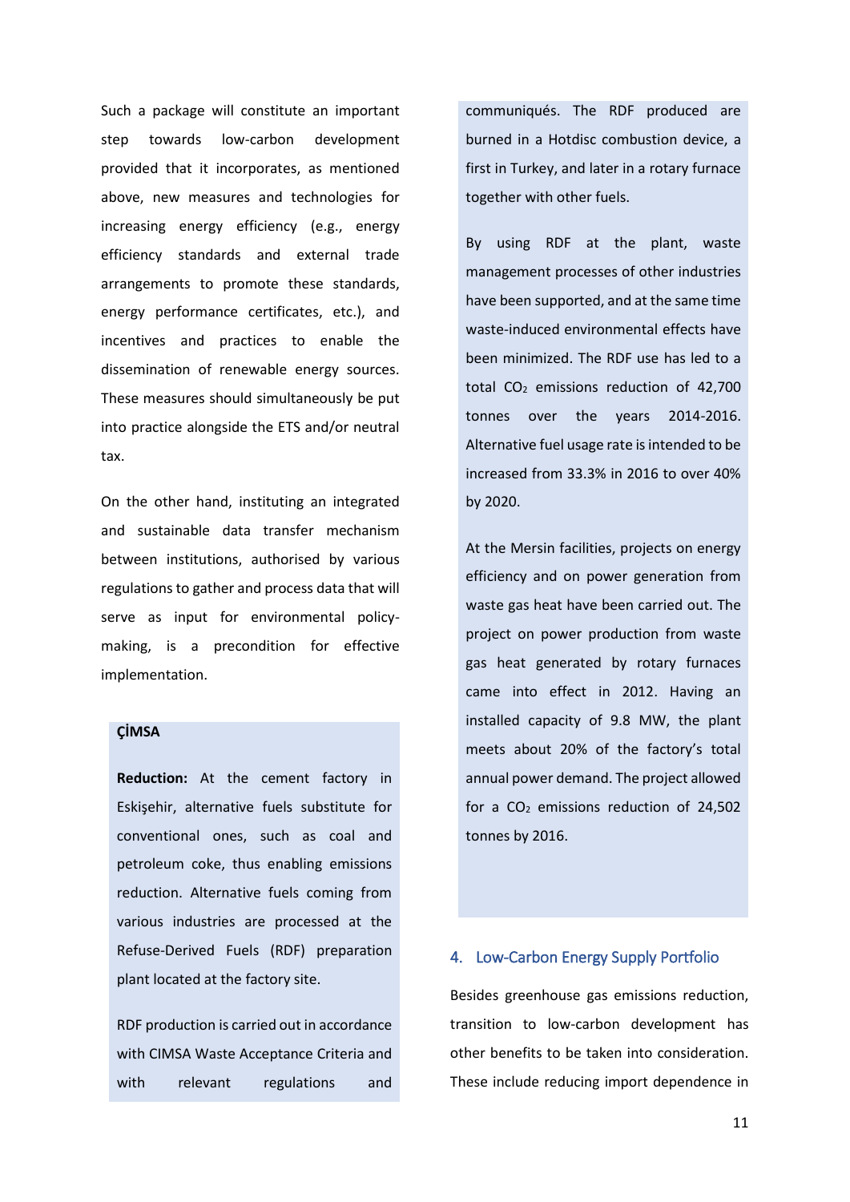Such a package will constitute an important step towards low-carbon development provided that it incorporates, as mentioned above, new measures and technologies for increasing energy efficiency (e.g., energy efficiency standards and external trade arrangements to promote these standards, energy performance certificates, etc.), and incentives and practices to enable the dissemination of renewable energy sources. These measures should simultaneously be put into practice alongside the ETS and/or neutral tax.

On the other hand, instituting an integrated and sustainable data transfer mechanism between institutions, authorised by various regulations to gather and process data that will serve as input for environmental policy-making, is a precondition for effective implementation.

**ÇİMSA**

**Reduction:** At the cement factory in Eskişehir, alternative fuels substitute for conventional ones, such as coal and petroleum coke, thus enabling emissions reduction. Alternative fuels coming from various industries are processed at the Refuse-Derived Fuels (RDF) preparation plant located at the factory site.

RDF production is carried out in accordance with CIMSA Waste Acceptance Criteria and with relevant regulations and communiqués. The RDF produced are burned in a Hotdisc combustion device, a first in Turkey, and later in a rotary furnace together with other fuels.

By using RDF at the plant, waste management processes of other industries have been supported, and at the same time waste-induced environmental effects have been minimized. The RDF use has led to a total $CO_2$ emissions reduction of 42,700 tonnes over the years 2014-2016. Alternative fuel usage rate is intended to be increased from 33.3% in 2016 to over 40% by 2020.

At the Mersin facilities, projects on energy efficiency and on power generation from waste gas heat have been carried out. The project on power production from waste gas heat generated by rotary furnaces came into effect in 2012. Having an installed capacity of 9.8 MW, the plant meets about 20% of the factory's total annual power demand. The project allowed for a $CO_2$ emissions reduction of 24,502 tonnes by 2016.

## 4. Low-Carbon Energy Supply Portfolio

Besides greenhouse gas emissions reduction, transition to low-carbon development has other benefits to be taken into consideration. These include reducing import dependence in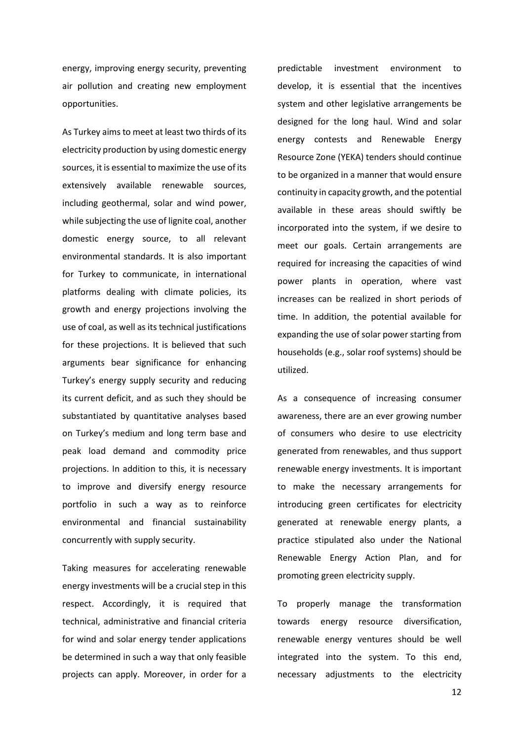energy, improving energy security, preventing air pollution and creating new employment opportunities.

As Turkey aims to meet at least two thirds of its electricity production by using domestic energy sources, it is essential to maximize the use of its extensively available renewable sources, including geothermal, solar and wind power, while subjecting the use of lignite coal, another domestic energy source, to all relevant environmental standards. It is also important for Turkey to communicate, in international platforms dealing with climate policies, its growth and energy projections involving the use of coal, as well as its technical justifications for these projections. It is believed that such arguments bear significance for enhancing Turkey's energy supply security and reducing its current deficit, and as such they should be substantiated by quantitative analyses based on Turkey's medium and long term base and peak load demand and commodity price projections. In addition to this, it is necessary to improve and diversify energy resource portfolio in such a way as to reinforce environmental and financial sustainability concurrently with supply security.

Taking measures for accelerating renewable energy investments will be a crucial step in this respect. Accordingly, it is required that technical, administrative and financial criteria for wind and solar energy tender applications be determined in such a way that only feasible projects can apply. Moreover, in order for a predictable investment environment to develop, it is essential that the incentives system and other legislative arrangements be designed for the long haul. Wind and solar energy contests and Renewable Energy Resource Zone (YEKA) tenders should continue to be organized in a manner that would ensure continuity in capacity growth, and the potential available in these areas should swiftly be incorporated into the system, if we desire to meet our goals. Certain arrangements are required for increasing the capacities of wind power plants in operation, where vast increases can be realized in short periods of time. In addition, the potential available for expanding the use of solar power starting from households (e.g., solar roof systems) should be utilized.

As a consequence of increasing consumer awareness, there are an ever growing number of consumers who desire to use electricity generated from renewables, and thus support renewable energy investments. It is important to make the necessary arrangements for introducing green certificates for electricity generated at renewable energy plants, a practice stipulated also under the National Renewable Energy Action Plan, and for promoting green electricity supply.

To properly manage the transformation towards energy resource diversification, renewable energy ventures should be well integrated into the system. To this end, necessary adjustments to the electricity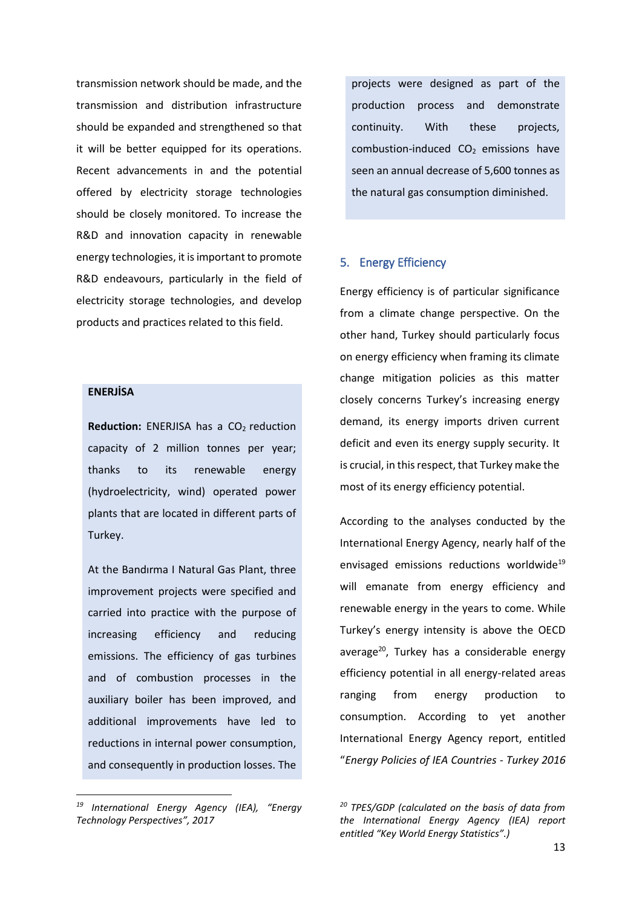transmission network should be made, and the transmission and distribution infrastructure should be expanded and strengthened so that it will be better equipped for its operations. Recent advancements in and the potential offered by electricity storage technologies should be closely monitored. To increase the R&D and innovation capacity in renewable energy technologies, it is important to promote R&D endeavours, particularly in the field of electricity storage technologies, and develop products and practices related to this field.

**ENERJİSA**

**Reduction:** ENERJISA has a $CO_2$ reduction capacity of 2 million tonnes per year; thanks to its renewable energy (hydroelectricity, wind) operated power plants that are located in different parts of Turkey.

At the Bandırma I Natural Gas Plant, three improvement projects were specified and carried into practice with the purpose of increasing efficiency and reducing emissions. The efficiency of gas turbines and of combustion processes in the auxiliary boiler has been improved, and additional improvements have led to reductions in internal power consumption, and consequently in production losses. The projects were designed as part of the production process and demonstrate continuity. With these projects, combustion-induced $CO_2$ emissions have seen an annual decrease of 5,600 tonnes as the natural gas consumption diminished.

## 5. Energy Efficiency

Energy efficiency is of particular significance from a climate change perspective. On the other hand, Turkey should particularly focus on energy efficiency when framing its climate change mitigation policies as this matter closely concerns Turkey's increasing energy demand, its energy imports driven current deficit and even its energy supply security. It is crucial, in this respect, that Turkey make the most of its energy efficiency potential.

According to the analyses conducted by the International Energy Agency, nearly half of the envisaged emissions reductions worldwide[19] will emanate from energy efficiency and renewable energy in the years to come. While Turkey's energy intensity is above the OECD average[20], Turkey has a considerable energy efficiency potential in all energy-related areas ranging from energy production to consumption. According to yet another International Energy Agency report, entitled "*Energy Policies of IEA Countries - Turkey 2016*

---

[19] *International Energy Agency (IEA), "Energy Technology Perspectives", 2017*

[20] *TPES/GDP (calculated on the basis of data from the International Energy Agency (IEA) report entitled "Key World Energy Statistics".)*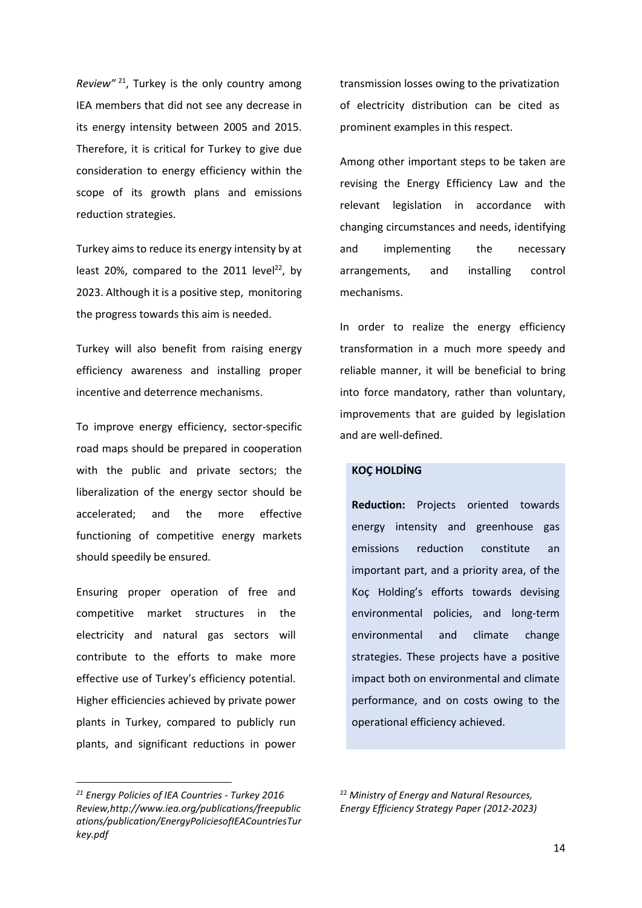*Review"* [21], Turkey is the only country among IEA members that did not see any decrease in its energy intensity between 2005 and 2015. Therefore, it is critical for Turkey to give due consideration to energy efficiency within the scope of its growth plans and emissions reduction strategies.

Turkey aims to reduce its energy intensity by at least 20%, compared to the 2011 level[22], by 2023. Although it is a positive step, monitoring the progress towards this aim is needed.

Turkey will also benefit from raising energy efficiency awareness and installing proper incentive and deterrence mechanisms.

To improve energy efficiency, sector-specific road maps should be prepared in cooperation with the public and private sectors; the liberalization of the energy sector should be accelerated; and the more effective functioning of competitive energy markets should speedily be ensured.

Ensuring proper operation of free and competitive market structures in the electricity and natural gas sectors will contribute to the efforts to make more effective use of Turkey's efficiency potential. Higher efficiencies achieved by private power plants in Turkey, compared to publicly run plants, and significant reductions in power transmission losses owing to the privatization of electricity distribution can be cited as prominent examples in this respect.

Among other important steps to be taken are revising the Energy Efficiency Law and the relevant legislation in accordance with changing circumstances and needs, identifying and implementing the necessary arrangements, and installing control mechanisms.

In order to realize the energy efficiency transformation in a much more speedy and reliable manner, it will be beneficial to bring into force mandatory, rather than voluntary, improvements that are guided by legislation and are well-defined.

**KOÇ HOLDİNG**

**Reduction:** Projects oriented towards energy intensity and greenhouse gas emissions reduction constitute an important part, and a priority area, of the Koç Holding's efforts towards devising environmental policies, and long-term environmental and climate change strategies. These projects have a positive impact both on environmental and climate performance, and on costs owing to the operational efficiency achieved.

---

[21] *Energy Policies of IEA Countries - Turkey 2016 Review,http://www.iea.org/publications/freepublications/publication/EnergyPoliciesofIEACountriesTurkey.pdf*

[22] *Ministry of Energy and Natural Resources, Energy Efficiency Strategy Paper (2012-2023)*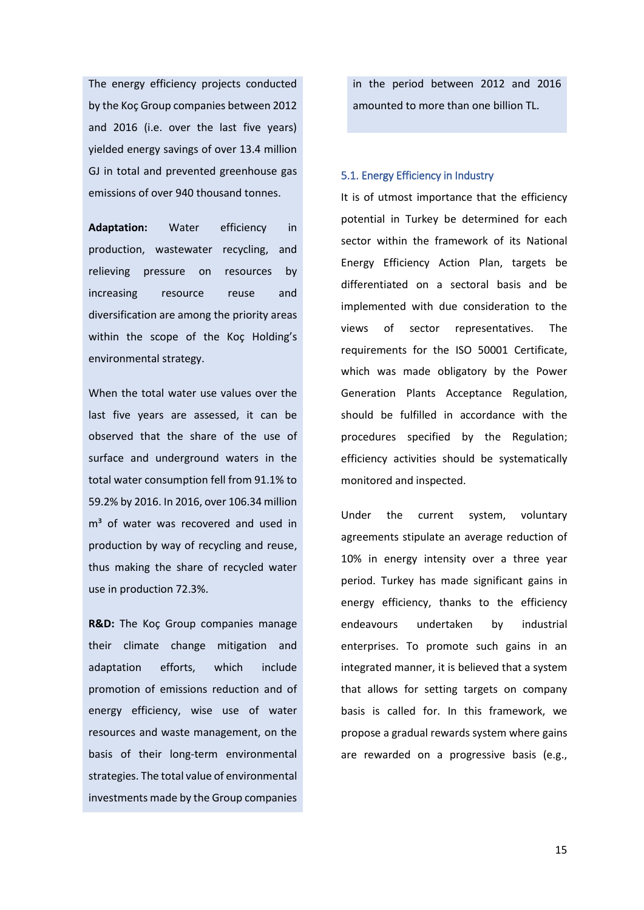The energy efficiency projects conducted by the Koç Group companies between 2012 and 2016 (i.e. over the last five years) yielded energy savings of over 13.4 million GJ in total and prevented greenhouse gas emissions of over 940 thousand tonnes.

**Adaptation:** Water efficiency in production, wastewater recycling, and relieving pressure on resources by increasing resource reuse and diversification are among the priority areas within the scope of the Koç Holding's environmental strategy.

When the total water use values over the last five years are assessed, it can be observed that the share of the use of surface and underground waters in the total water consumption fell from 91.1% to 59.2% by 2016. In 2016, over 106.34 million $m^3$ of water was recovered and used in production by way of recycling and reuse, thus making the share of recycled water use in production 72.3%.

**R&D:** The Koç Group companies manage their climate change mitigation and adaptation efforts, which include promotion of emissions reduction and of energy efficiency, wise use of water resources and waste management, on the basis of their long-term environmental strategies. The total value of environmental investments made by the Group companies in the period between 2012 and 2016 amounted to more than one billion TL.

### 5.1. Energy Efficiency in Industry

It is of utmost importance that the efficiency potential in Turkey be determined for each sector within the framework of its National Energy Efficiency Action Plan, targets be differentiated on a sectoral basis and be implemented with due consideration to the views of sector representatives. The requirements for the ISO 50001 Certificate, which was made obligatory by the Power Generation Plants Acceptance Regulation, should be fulfilled in accordance with the procedures specified by the Regulation; efficiency activities should be systematically monitored and inspected.

Under the current system, voluntary agreements stipulate an average reduction of 10% in energy intensity over a three year period. Turkey has made significant gains in energy efficiency, thanks to the efficiency endeavours undertaken by industrial enterprises. To promote such gains in an integrated manner, it is believed that a system that allows for setting targets on company basis is called for. In this framework, we propose a gradual rewards system where gains are rewarded on a progressive basis (e.g.,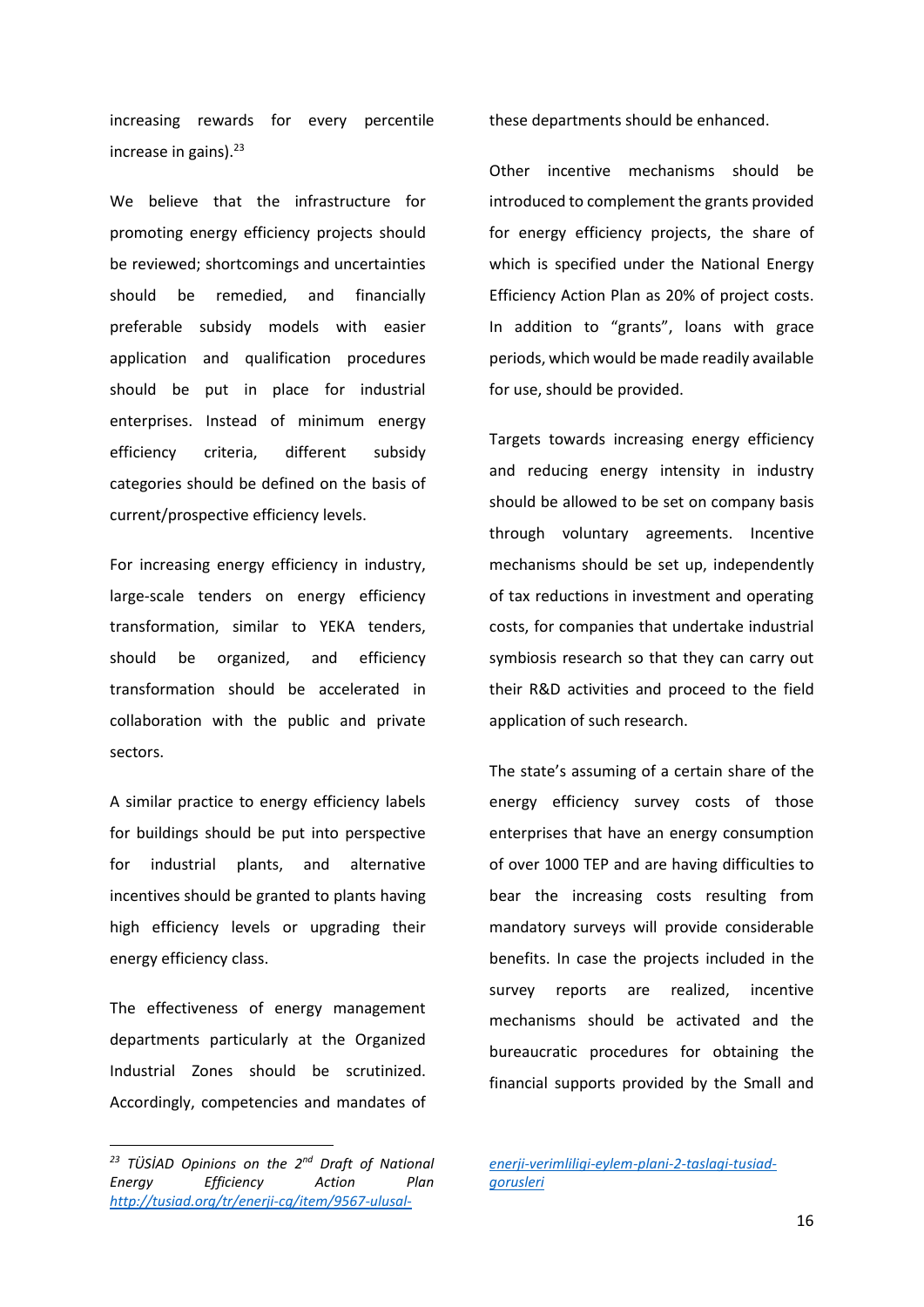increasing rewards for every percentile increase in gains).[23]

We believe that the infrastructure for promoting energy efficiency projects should be reviewed; shortcomings and uncertainties should be remedied, and financially preferable subsidy models with easier application and qualification procedures should be put in place for industrial enterprises. Instead of minimum energy efficiency criteria, different subsidy categories should be defined on the basis of current/prospective efficiency levels.

For increasing energy efficiency in industry, large-scale tenders on energy efficiency transformation, similar to YEKA tenders, should be organized, and efficiency transformation should be accelerated in collaboration with the public and private sectors.

A similar practice to energy efficiency labels for buildings should be put into perspective for industrial plants, and alternative incentives should be granted to plants having high efficiency levels or upgrading their energy efficiency class.

The effectiveness of energy management departments particularly at the Organized Industrial Zones should be scrutinized. Accordingly, competencies and mandates of these departments should be enhanced.

Other incentive mechanisms should be introduced to complement the grants provided for energy efficiency projects, the share of which is specified under the National Energy Efficiency Action Plan as 20% of project costs. In addition to "grants", loans with grace periods, which would be made readily available for use, should be provided.

Targets towards increasing energy efficiency and reducing energy intensity in industry should be allowed to be set on company basis through voluntary agreements. Incentive mechanisms should be set up, independently of tax reductions in investment and operating costs, for companies that undertake industrial symbiosis research so that they can carry out their R&D activities and proceed to the field application of such research.

The state's assuming of a certain share of the energy efficiency survey costs of those enterprises that have an energy consumption of over 1000 TEP and are having difficulties to bear the increasing costs resulting from mandatory surveys will provide considerable benefits. In case the projects included in the survey reports are realized, incentive mechanisms should be activated and the bureaucratic procedures for obtaining the financial supports provided by the Small and

---

[23] *TÜSİAD Opinions on the 2nd Draft of National Energy Efficiency Action Plan* http://tusiad.org/tr/enerji-cg/item/9567-ulusal-enerji-verimliligi-eylem-plani-2-taslagi-tusiad-gorusleri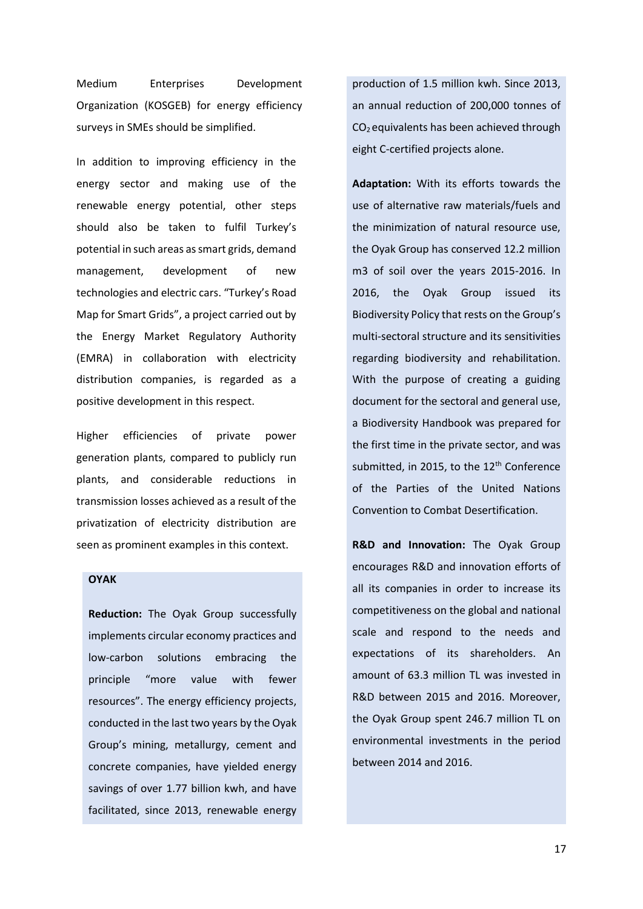Medium Enterprises Development Organization (KOSGEB) for energy efficiency surveys in SMEs should be simplified.

In addition to improving efficiency in the energy sector and making use of the renewable energy potential, other steps should also be taken to fulfil Turkey's potential in such areas as smart grids, demand management, development of new technologies and electric cars. "Turkey's Road Map for Smart Grids", a project carried out by the Energy Market Regulatory Authority (EMRA) in collaboration with electricity distribution companies, is regarded as a positive development in this respect.

Higher efficiencies of private power generation plants, compared to publicly run plants, and considerable reductions in transmission losses achieved as a result of the privatization of electricity distribution are seen as prominent examples in this context.

**OYAK**

**Reduction:** The Oyak Group successfully implements circular economy practices and low-carbon solutions embracing the principle "more value with fewer resources". The energy efficiency projects, conducted in the last two years by the Oyak Group's mining, metallurgy, cement and concrete companies, have yielded energy savings of over 1.77 billion kwh, and have facilitated, since 2013, renewable energy production of 1.5 million kwh. Since 2013, an annual reduction of 200,000 tonnes of $CO_2$ equivalents has been achieved through eight C-certified projects alone.

**Adaptation:** With its efforts towards the use of alternative raw materials/fuels and the minimization of natural resource use, the Oyak Group has conserved 12.2 million m3 of soil over the years 2015-2016. In 2016, the Oyak Group issued its Biodiversity Policy that rests on the Group's multi-sectoral structure and its sensitivities regarding biodiversity and rehabilitation. With the purpose of creating a guiding document for the sectoral and general use, a Biodiversity Handbook was prepared for the first time in the private sector, and was submitted, in 2015, to the 12th Conference of the Parties of the United Nations Convention to Combat Desertification.

**R&D and Innovation:** The Oyak Group encourages R&D and innovation efforts of all its companies in order to increase its competitiveness on the global and national scale and respond to the needs and expectations of its shareholders. An amount of 63.3 million TL was invested in R&D between 2015 and 2016. Moreover, the Oyak Group spent 246.7 million TL on environmental investments in the period between 2014 and 2016.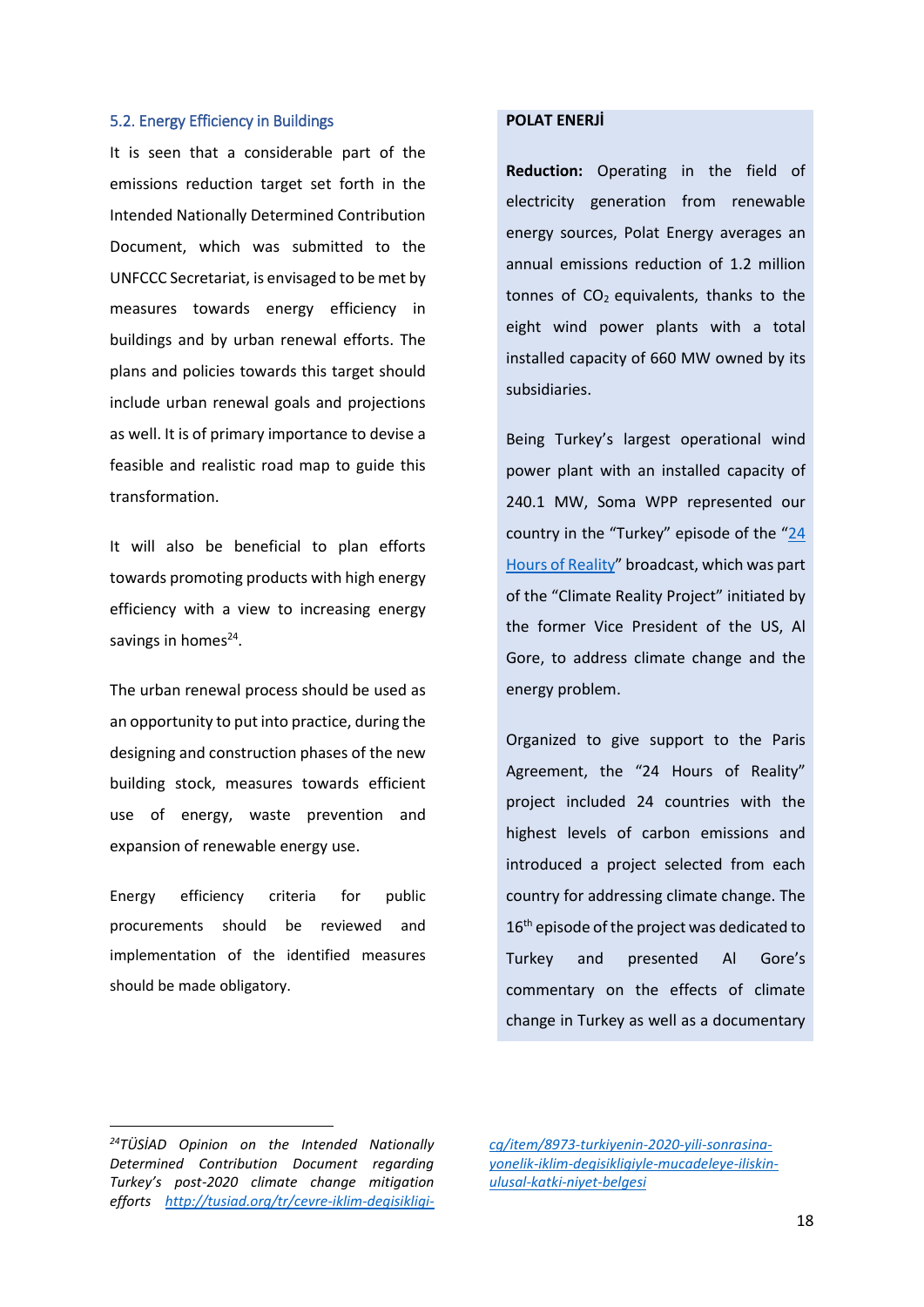## 5.2. Energy Efficiency in Buildings

It is seen that a considerable part of the emissions reduction target set forth in the Intended Nationally Determined Contribution Document, which was submitted to the UNFCCC Secretariat, is envisaged to be met by measures towards energy efficiency in buildings and by urban renewal efforts. The plans and policies towards this target should include urban renewal goals and projections as well. It is of primary importance to devise a feasible and realistic road map to guide this transformation.

It will also be beneficial to plan efforts towards promoting products with high energy efficiency with a view to increasing energy savings in homes[24].

The urban renewal process should be used as an opportunity to put into practice, during the designing and construction phases of the new building stock, measures towards efficient use of energy, waste prevention and expansion of renewable energy use.

Energy efficiency criteria for public procurements should be reviewed and implementation of the identified measures should be made obligatory.

**POLAT ENERJİ**

**Reduction:** Operating in the field of electricity generation from renewable energy sources, Polat Energy averages an annual emissions reduction of 1.2 million tonnes of $CO_2$ equivalents, thanks to the eight wind power plants with a total installed capacity of 660 MW owned by its subsidiaries.

Being Turkey's largest operational wind power plant with an installed capacity of 240.1 MW, Soma WPP represented our country in the "Turkey" episode of the "24 Hours of Reality" broadcast, which was part of the "Climate Reality Project" initiated by the former Vice President of the US, Al Gore, to address climate change and the energy problem.

Organized to give support to the Paris Agreement, the "24 Hours of Reality" project included 24 countries with the highest levels of carbon emissions and introduced a project selected from each country for addressing climate change. The 16th episode of the project was dedicated to Turkey and presented Al Gore's commentary on the effects of climate change in Turkey as well as a documentary

---

[24] *TÜSİAD Opinion on the Intended Nationally Determined Contribution Document regarding Turkey's post-2020 climate change mitigation efforts* http://tusiad.org/tr/cevre-iklim-degisikligi-cg/item/8973-turkiyenin-2020-yili-sonrasina-yonelik-iklim-degisikligiyle-mucadeleye-iliskin-ulusal-katki-niyet-belgesi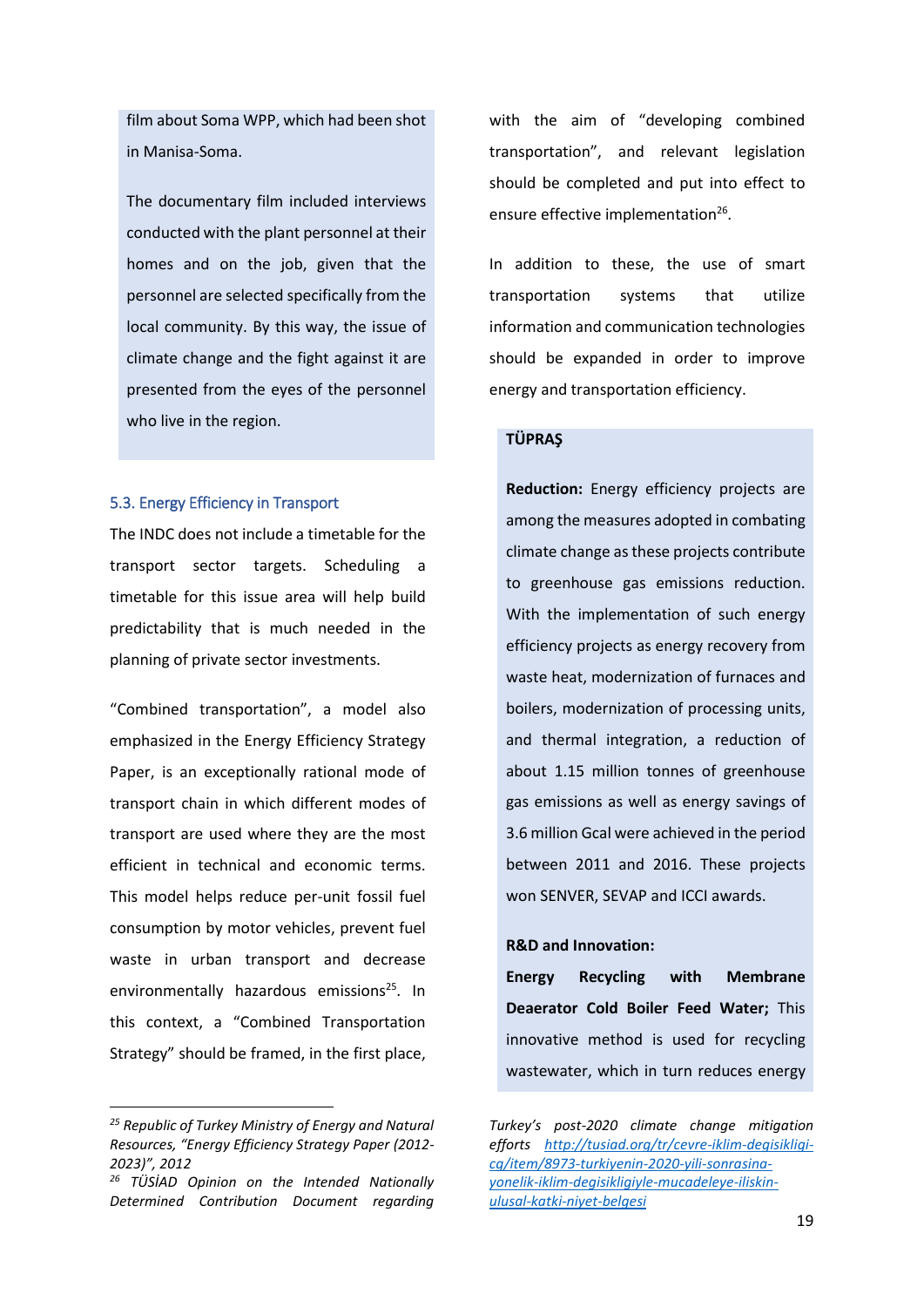film about Soma WPP, which had been shot in Manisa-Soma.

The documentary film included interviews conducted with the plant personnel at their homes and on the job, given that the personnel are selected specifically from the local community. By this way, the issue of climate change and the fight against it are presented from the eyes of the personnel who live in the region.

### 5.3. Energy Efficiency in Transport

The INDC does not include a timetable for the transport sector targets. Scheduling a timetable for this issue area will help build predictability that is much needed in the planning of private sector investments.

"Combined transportation", a model also emphasized in the Energy Efficiency Strategy Paper, is an exceptionally rational mode of transport chain in which different modes of transport are used where they are the most efficient in technical and economic terms. This model helps reduce per-unit fossil fuel consumption by motor vehicles, prevent fuel waste in urban transport and decrease environmentally hazardous emissions[25]. In this context, a "Combined Transportation Strategy" should be framed, in the first place, with the aim of "developing combined transportation", and relevant legislation should be completed and put into effect to ensure effective implementation[26].

In addition to these, the use of smart transportation systems that utilize information and communication technologies should be expanded in order to improve energy and transportation efficiency.

**TÜPRAŞ**

**Reduction:** Energy efficiency projects are among the measures adopted in combating climate change as these projects contribute to greenhouse gas emissions reduction. With the implementation of such energy efficiency projects as energy recovery from waste heat, modernization of furnaces and boilers, modernization of processing units, and thermal integration, a reduction of about 1.15 million tonnes of greenhouse gas emissions as well as energy savings of 3.6 million Gcal were achieved in the period between 2011 and 2016. These projects won SENVER, SEVAP and ICCI awards.

**R&D and Innovation:**

**Energy Recycling with Membrane Deaerator Cold Boiler Feed Water;** This innovative method is used for recycling wastewater, which in turn reduces energy

---

*[25] Republic of Turkey Ministry of Energy and Natural Resources, "Energy Efficiency Strategy Paper (2012-2023)", 2012*

*[26] TÜSİAD Opinion on the Intended Nationally Determined Contribution Document regarding Turkey's post-2020 climate change mitigation efforts* http://tusiad.org/tr/cevre-iklim-degisikligi-cg/item/8973-turkiyenin-2020-yili-sonrasina-yonelik-iklim-degisikligiyle-mucadeleye-iliskin-ulusal-katki-niyet-belgesi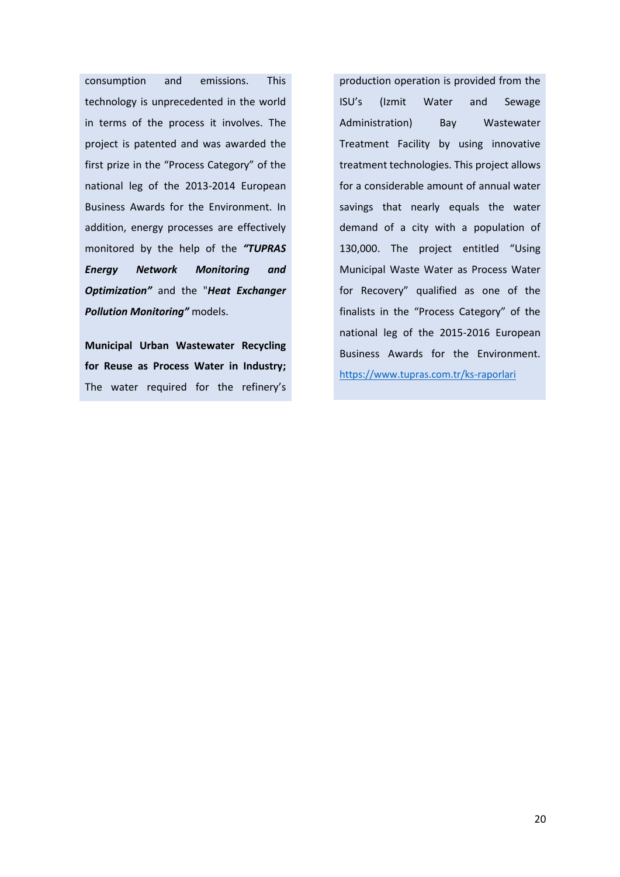consumption and emissions. This technology is unprecedented in the world in terms of the process it involves. The project is patented and was awarded the first prize in the "Process Category" of the national leg of the 2013-2014 European Business Awards for the Environment. In addition, energy processes are effectively monitored by the help of the ***"TUPRAS Energy Network Monitoring and Optimization"*** and the "***Heat Exchanger Pollution Monitoring"*** models.

**Municipal Urban Wastewater Recycling for Reuse as Process Water in Industry;** The water required for the refinery's production operation is provided from the ISU's (Izmit Water and Sewage Administration) Bay Wastewater Treatment Facility by using innovative treatment technologies. This project allows for a considerable amount of annual water savings that nearly equals the water demand of a city with a population of 130,000. The project entitled "Using Municipal Waste Water as Process Water for Recovery" qualified as one of the finalists in the "Process Category" of the national leg of the 2015-2016 European Business Awards for the Environment. https://www.tupras.com.tr/ks-raporlari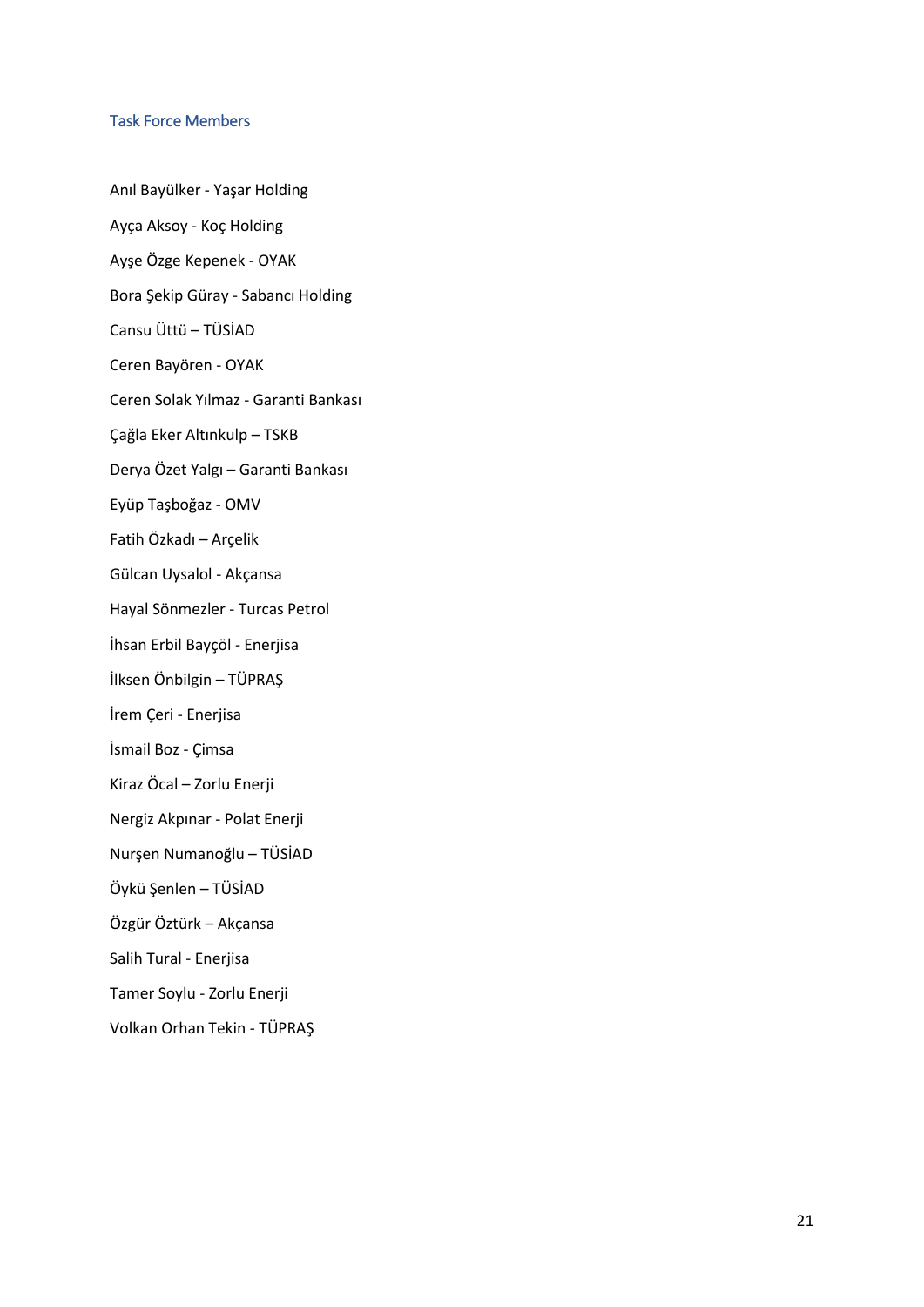## Task Force Members

Anıl Bayülker - Yaşar Holding

Ayça Aksoy - Koç Holding

Ayşe Özge Kepenek - OYAK

Bora Şekip Güray - Sabancı Holding

Cansu Üttü – TÜSİAD

Ceren Bayören - OYAK

Ceren Solak Yılmaz - Garanti Bankası

Çağla Eker Altınkulp – TSKB

Derya Özet Yalgı – Garanti Bankası

Eyüp Taşboğaz - OMV

Fatih Özkadı – Arçelik

Gülcan Uysalol - Akçansa

Hayal Sönmezler - Turcas Petrol

İhsan Erbil Bayçöl - Enerjisa

İlksen Önbilgin – TÜPRAŞ

İrem Çeri - Enerjisa

İsmail Boz - Çimsa

Kiraz Öcal – Zorlu Enerji

Nergiz Akpınar - Polat Enerji

Nurşen Numanoğlu – TÜSİAD

Öykü Şenlen – TÜSİAD

Özgür Öztürk – Akçansa

Salih Tural - Enerjisa

Tamer Soylu - Zorlu Enerji

Volkan Orhan Tekin - TÜPRAŞ